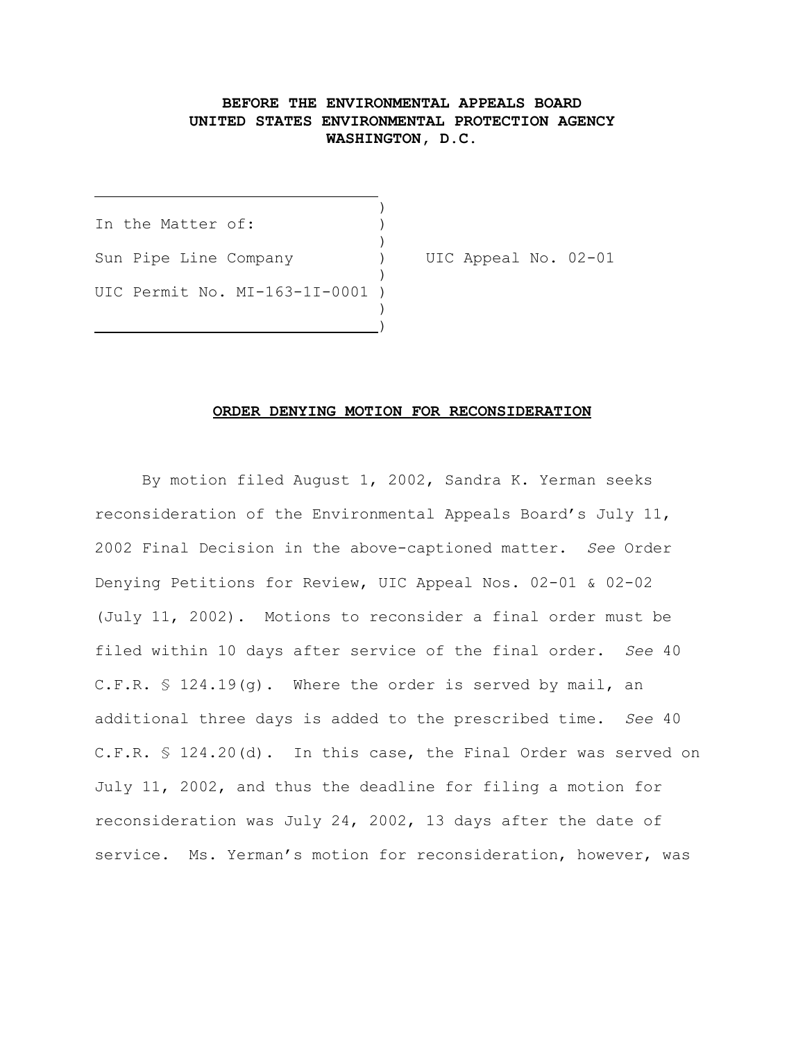**BEFORE THE ENVIRONMENTAL APPEALS BOARD**
**UNITED STATES ENVIRONMENTAL PROTECTION AGENCY**
**WASHINGTON, D.C.**

| | |
|---|---|
| In the Matter of: | |
| Sun Pipe Line Company | UIC Appeal No. 02-01 |
| UIC Permit No. MI-163-1I-0001 | |

**ORDER DENYING MOTION FOR RECONSIDERATION**

By motion filed August 1, 2002, Sandra K. Yerman seeks reconsideration of the Environmental Appeals Board's July 11, 2002 Final Decision in the above-captioned matter. *See* Order Denying Petitions for Review, UIC Appeal Nos. 02-01 & 02-02 (July 11, 2002). Motions to reconsider a final order must be filed within 10 days after service of the final order. *See* 40 C.F.R. § 124.19(g). Where the order is served by mail, an additional three days is added to the prescribed time. *See* 40 C.F.R. § 124.20(d). In this case, the Final Order was served on July 11, 2002, and thus the deadline for filing a motion for reconsideration was July 24, 2002, 13 days after the date of service. Ms. Yerman's motion for reconsideration, however, was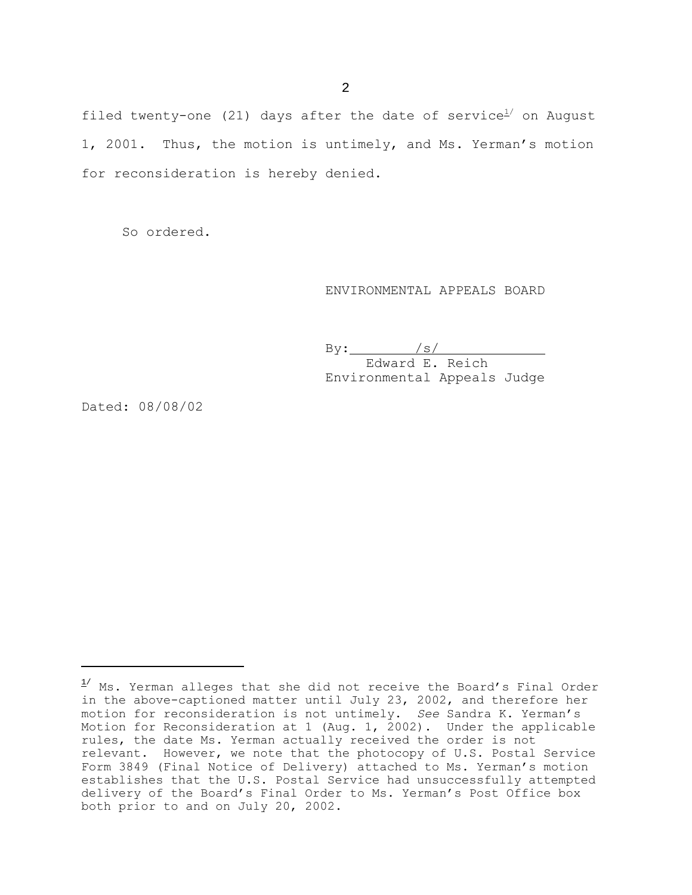filed twenty-one (21) days after the date of service[1] on August 1, 2001. Thus, the motion is untimely, and Ms. Yerman's motion for reconsideration is hereby denied.

So ordered.

ENVIRONMENTAL APPEALS BOARD

By: /s/
Edward E. Reich
Environmental Appeals Judge

Dated: 08/08/02

---

[1] Ms. Yerman alleges that she did not receive the Board's Final Order in the above-captioned matter until July 23, 2002, and therefore her motion for reconsideration is not untimely. *See* Sandra K. Yerman's Motion for Reconsideration at 1 (Aug. 1, 2002). Under the applicable rules, the date Ms. Yerman actually received the order is not relevant. However, we note that the photocopy of U.S. Postal Service Form 3849 (Final Notice of Delivery) attached to Ms. Yerman's motion establishes that the U.S. Postal Service had unsuccessfully attempted delivery of the Board's Final Order to Ms. Yerman's Post Office box both prior to and on July 20, 2002.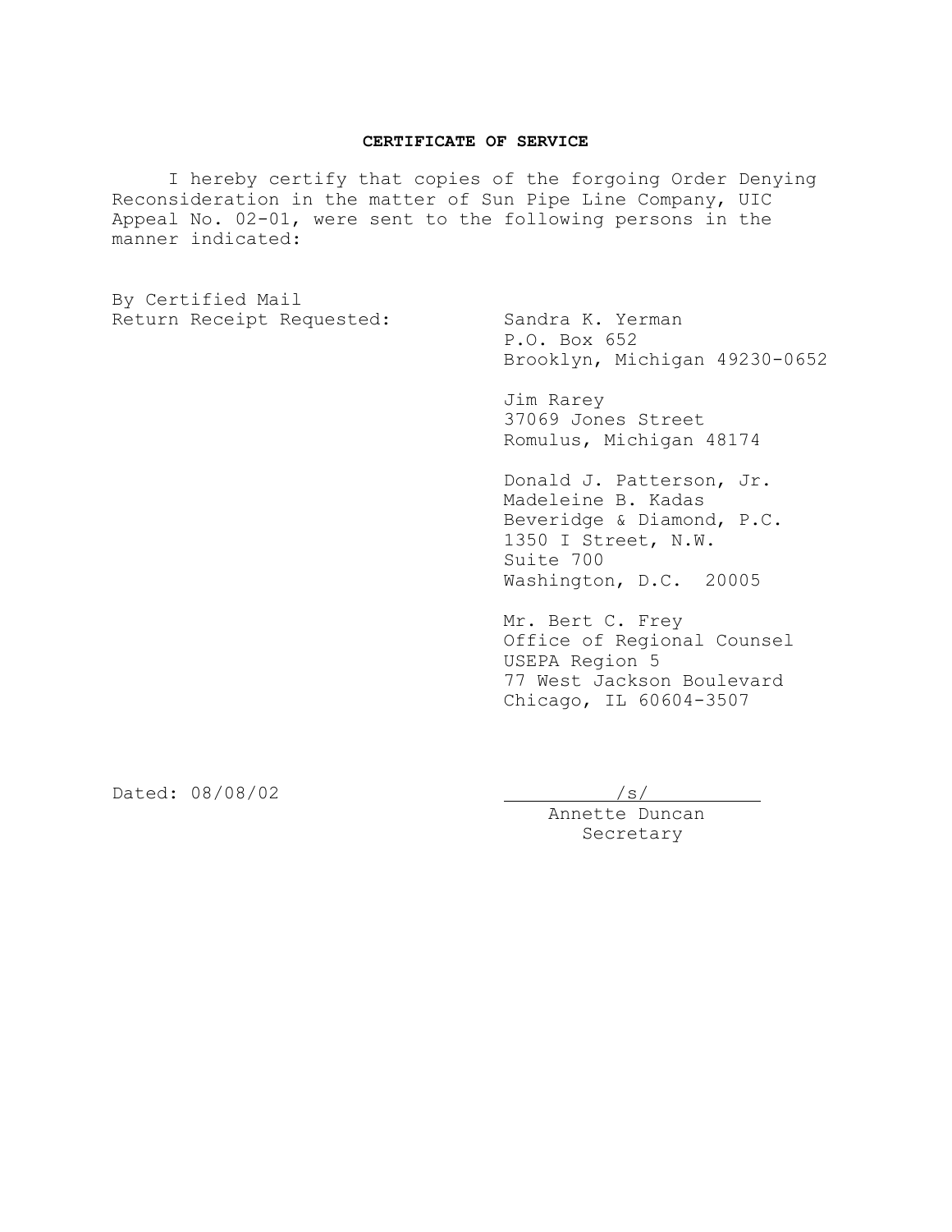**CERTIFICATE OF SERVICE**

I hereby certify that copies of the forgoing Order Denying Reconsideration in the matter of Sun Pipe Line Company, UIC Appeal No. 02-01, were sent to the following persons in the manner indicated:

By Certified Mail
Return Receipt Requested:

Sandra K. Yerman
P.O. Box 652
Brooklyn, Michigan 49230-0652

Jim Rarey
37069 Jones Street
Romulus, Michigan 48174

Donald J. Patterson, Jr.
Madeleine B. Kadas
Beveridge & Diamond, P.C.
1350 I Street, N.W.
Suite 700
Washington, D.C. 20005

Mr. Bert C. Frey
Office of Regional Counsel
USEPA Region 5
77 West Jackson Boulevard
Chicago, IL 60604-3507

Dated: 08/08/02

/s/
Annette Duncan
Secretary